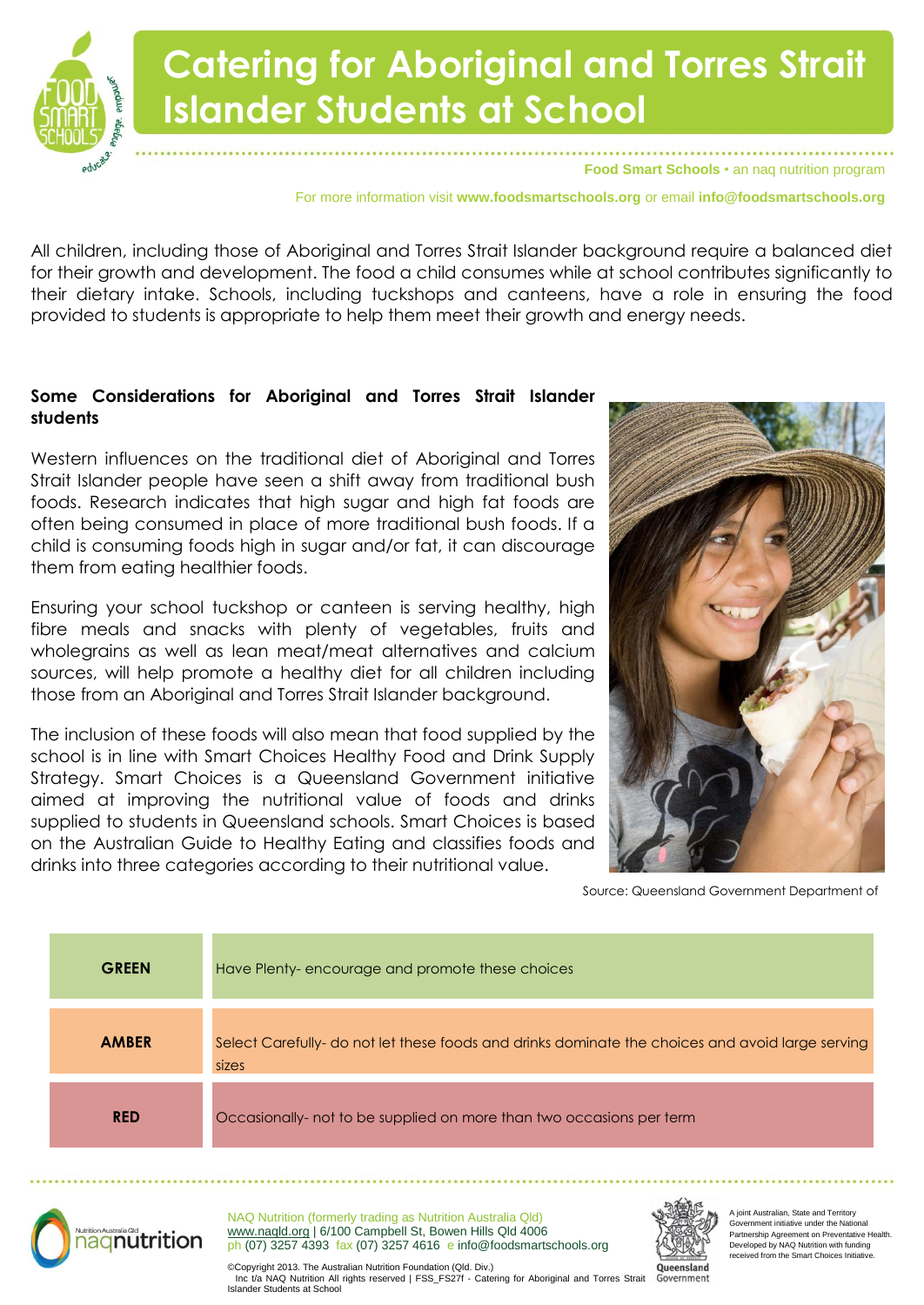# Catering for Aboriginal and Torres Strait Islander Students at School

**Food Smart Schools** • an naq nutrition program

For more information visit **www.foodsmartschools.org** or email **info@foodsmartschools.org**

All children, including those of Aboriginal and Torres Strait Islander background require a balanced diet for their growth and development. The food a child consumes while at school contributes significantly to their dietary intake. Schools, including tuckshops and canteens, have a role in ensuring the food provided to students is appropriate to help them meet their growth and energy needs.

**Some Considerations for Aboriginal and Torres Strait Islander students**

Western influences on the traditional diet of Aboriginal and Torres Strait Islander people have seen a shift away from traditional bush foods. Research indicates that high sugar and high fat foods are often being consumed in place of more traditional bush foods. If a child is consuming foods high in sugar and/or fat, it can discourage them from eating healthier foods.

Ensuring your school tuckshop or canteen is serving healthy, high fibre meals and snacks with plenty of vegetables, fruits and wholegrains as well as lean meat/meat alternatives and calcium sources, will help promote a healthy diet for all children including those from an Aboriginal and Torres Strait Islander background.

The inclusion of these foods will also mean that food supplied by the school is in line with Smart Choices Healthy Food and Drink Supply Strategy. Smart Choices is a Queensland Government initiative aimed at improving the nutritional value of foods and drinks supplied to students in Queensland schools. Smart Choices is based on the Australian Guide to Healthy Eating and classifies foods and drinks into three categories according to their nutritional value.

Source: Queensland Government Department of

| | |
|---|---|
| **GREEN** | Have Plenty- encourage and promote these choices |
| **AMBER** | Select Carefully- do not let these foods and drinks dominate the choices and avoid large serving sizes |
| **RED** | Occasionally- not to be supplied on more than two occasions per term |

NAQ Nutrition (formerly trading as Nutrition Australia Qld)
www.naqld.org | 6/100 Campbell St, Bowen Hills Qld 4006
ph (07) 3257 4393 fax (07) 3257 4616 e info@foodsmartschools.org

©Copyright 2013. The Australian Nutrition Foundation (Qld. Div.) Inc t/a NAQ Nutrition All rights reserved | FSS_FS27f - Catering for Aboriginal and Torres Strait Islander Students at School

A joint Australian, State and Territory Government initiative under the National Partnership Agreement on Preventative Health. Developed by NAQ Nutrition with funding received from the Smart Choices Initiative.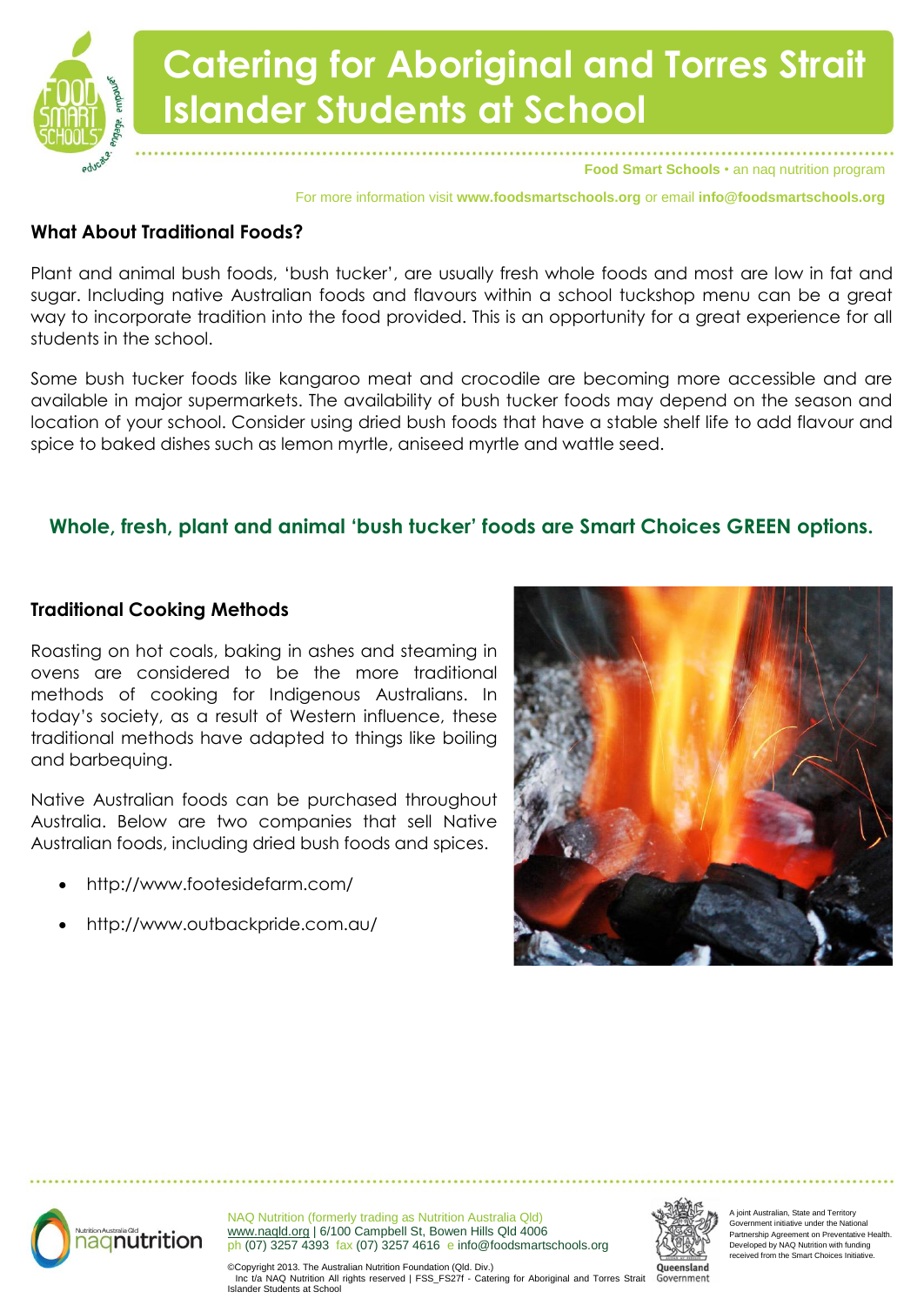# Catering for Aboriginal and Torres Strait Islander Students at School

**Food Smart Schools** • an naq nutrition program

For more information visit **www.foodsmartschools.org** or email **info@foodsmartschools.org**

## What About Traditional Foods?

Plant and animal bush foods, 'bush tucker', are usually fresh whole foods and most are low in fat and sugar. Including native Australian foods and flavours within a school tuckshop menu can be a great way to incorporate tradition into the food provided. This is an opportunity for a great experience for all students in the school.

Some bush tucker foods like kangaroo meat and crocodile are becoming more accessible and are available in major supermarkets. The availability of bush tucker foods may depend on the season and location of your school. Consider using dried bush foods that have a stable shelf life to add flavour and spice to baked dishes such as lemon myrtle, aniseed myrtle and wattle seed.

**Whole, fresh, plant and animal 'bush tucker' foods are Smart Choices GREEN options.**

## Traditional Cooking Methods

Roasting on hot coals, baking in ashes and steaming in ovens are considered to be the more traditional methods of cooking for Indigenous Australians. In today's society, as a result of Western influence, these traditional methods have adapted to things like boiling and barbequing.

Native Australian foods can be purchased throughout Australia. Below are two companies that sell Native Australian foods, including dried bush foods and spices.

- http://www.footesidefarm.com/
- http://www.outbackpride.com.au/

NAQ Nutrition (formerly trading as Nutrition Australia Qld)
www.naqld.org | 6/100 Campbell St, Bowen Hills Qld 4006
ph (07) 3257 4393 fax (07) 3257 4616 e info@foodsmartschools.org

©Copyright 2013. The Australian Nutrition Foundation (Qld. Div.) Inc t/a NAQ Nutrition All rights reserved | FSS_FS27f - Catering for Aboriginal and Torres Strait Islander Students at School

A joint Australian, State and Territory Government initiative under the National Partnership Agreement on Preventative Health. Developed by NAQ Nutrition with funding received from the Smart Choices Initiative.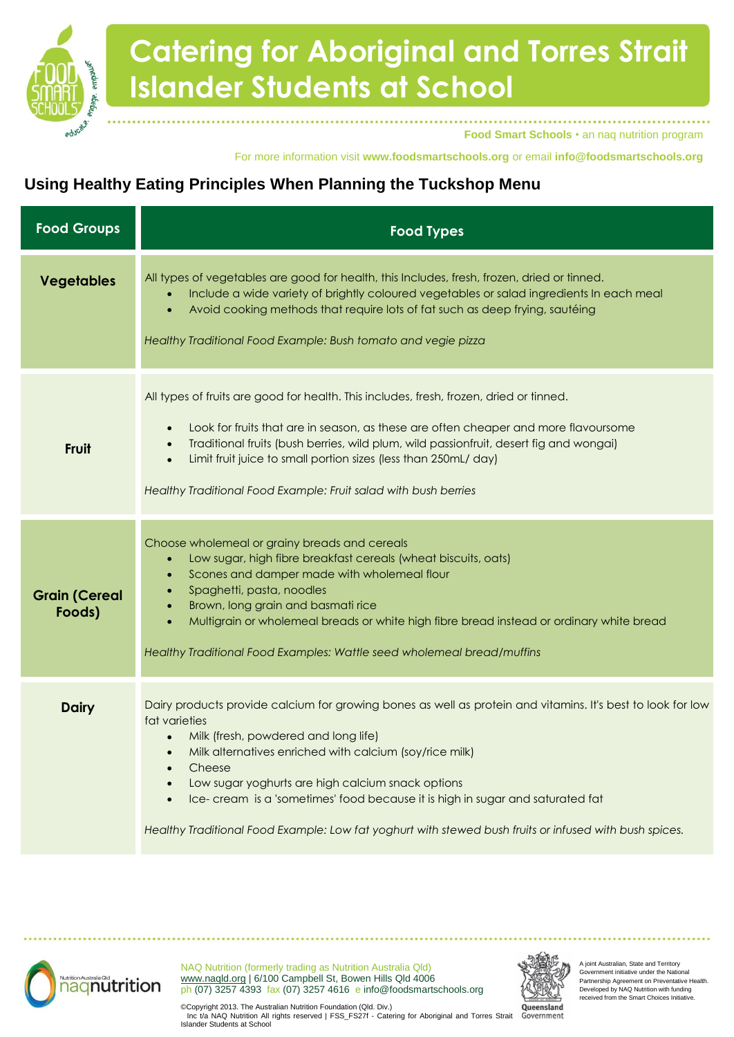# Catering for Aboriginal and Torres Strait Islander Students at School

**Food Smart Schools** • an naq nutrition program

For more information visit **www.foodsmartschools.org** or email **info@foodsmartschools.org**

## Using Healthy Eating Principles When Planning the Tuckshop Menu

| Food Groups | Food Types |
|---|---|
| **Vegetables** | All types of vegetables are good for health, this Includes, fresh, frozen, dried or tinned.<br>• Include a wide variety of brightly coloured vegetables or salad ingredients In each meal<br>• Avoid cooking methods that require lots of fat such as deep frying, sautéing<br><br>*Healthy Traditional Food Example: Bush tomato and vegie pizza* |
| **Fruit** | All types of fruits are good for health. This includes, fresh, frozen, dried or tinned.<br>• Look for fruits that are in season, as these are often cheaper and more flavoursome<br>• Traditional fruits (bush berries, wild plum, wild passionfruit, desert fig and wongai)<br>• Limit fruit juice to small portion sizes (less than 250mL/ day)<br><br>*Healthy Traditional Food Example: Fruit salad with bush berries* |
| **Grain (Cereal Foods)** | Choose wholemeal or grainy breads and cereals<br>• Low sugar, high fibre breakfast cereals (wheat biscuits, oats)<br>• Scones and damper made with wholemeal flour<br>• Spaghetti, pasta, noodles<br>• Brown, long grain and basmati rice<br>• Multigrain or wholemeal breads or white high fibre bread instead or ordinary white bread<br><br>*Healthy Traditional Food Examples: Wattle seed wholemeal bread/muffins* |
| **Dairy** | Dairy products provide calcium for growing bones as well as protein and vitamins. It's best to look for low fat varieties<br>• Milk (fresh, powdered and long life)<br>• Milk alternatives enriched with calcium (soy/rice milk)<br>• Cheese<br>• Low sugar yoghurts are high calcium snack options<br>• Ice- cream is a 'sometimes' food because it is high in sugar and saturated fat<br><br>*Healthy Traditional Food Example: Low fat yoghurt with stewed bush fruits or infused with bush spices.* |

NAQ Nutrition (formerly trading as Nutrition Australia Qld)
www.naqld.org | 6/100 Campbell St, Bowen Hills Qld 4006
ph (07) 3257 4393 fax (07) 3257 4616 e info@foodsmartschools.org

©Copyright 2013. The Australian Nutrition Foundation (Qld. Div.) Inc t/a NAQ Nutrition All rights reserved | FSS_FS27f - Catering for Aboriginal and Torres Strait Islander Students at School

A joint Australian, State and Territory Government initiative under the National Partnership Agreement on Preventative Health. Developed by NAQ Nutrition with funding received from the Smart Choices Initiative.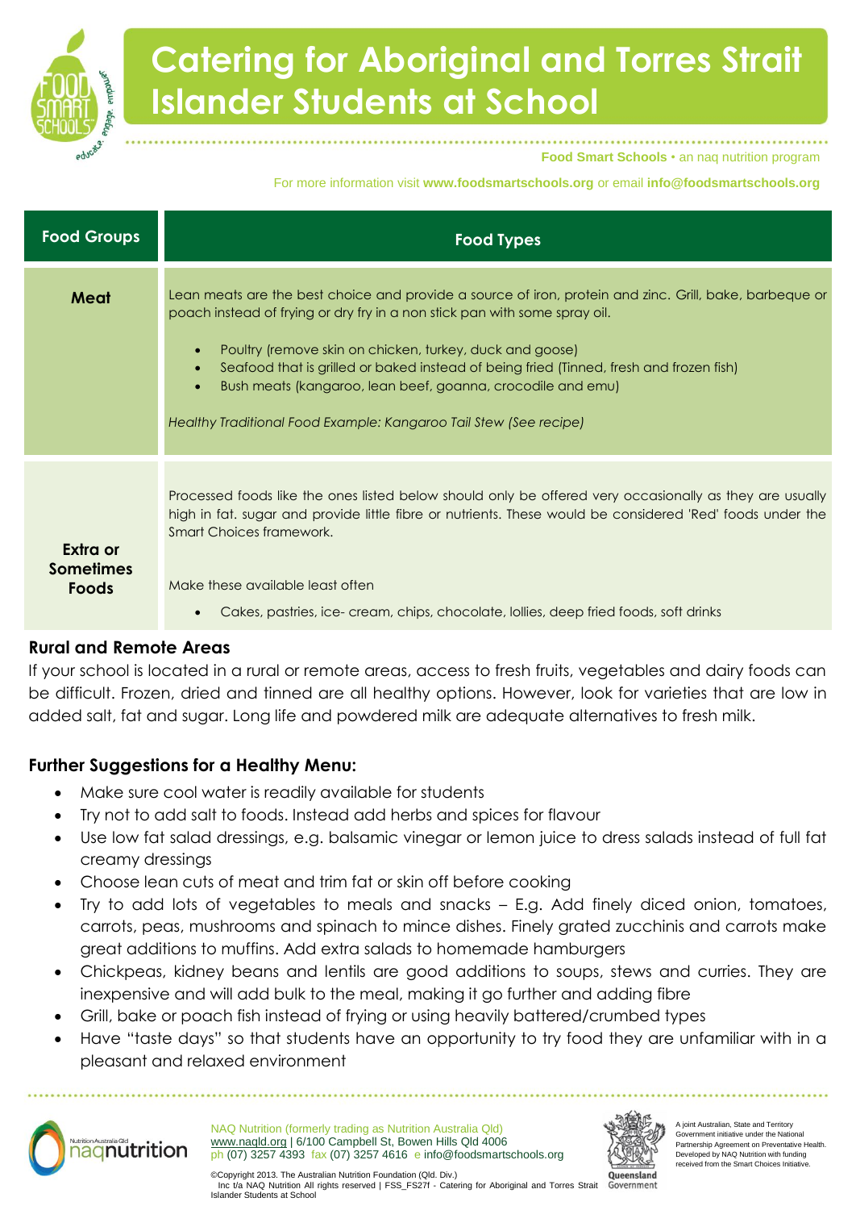# Catering for Aboriginal and Torres Strait Islander Students at School

**Food Smart Schools** • an naq nutrition program

For more information visit **www.foodsmartschools.org** or email **info@foodsmartschools.org**

| Food Groups | Food Types |
|---|---|
| **Meat** | Lean meats are the best choice and provide a source of iron, protein and zinc. Grill, bake, barbeque or poach instead of frying or dry fry in a non stick pan with some spray oil.<br><br>• Poultry (remove skin on chicken, turkey, duck and goose)<br>• Seafood that is grilled or baked instead of being fried (Tinned, fresh and frozen fish)<br>• Bush meats (kangaroo, lean beef, goanna, crocodile and emu)<br><br>*Healthy Traditional Food Example: Kangaroo Tail Stew (See recipe)* |
| **Extra or Sometimes Foods** | Processed foods like the ones listed below should only be offered very occasionally as they are usually high in fat. sugar and provide little fibre or nutrients. These would be considered 'Red' foods under the Smart Choices framework.<br><br>Make these available least often<br><br>• Cakes, pastries, ice- cream, chips, chocolate, lollies, deep fried foods, soft drinks |

### Rural and Remote Areas

If your school is located in a rural or remote areas, access to fresh fruits, vegetables and dairy foods can be difficult. Frozen, dried and tinned are all healthy options. However, look for varieties that are low in added salt, fat and sugar. Long life and powdered milk are adequate alternatives to fresh milk.

### Further Suggestions for a Healthy Menu:

- Make sure cool water is readily available for students
- Try not to add salt to foods. Instead add herbs and spices for flavour
- Use low fat salad dressings, e.g. balsamic vinegar or lemon juice to dress salads instead of full fat creamy dressings
- Choose lean cuts of meat and trim fat or skin off before cooking
- Try to add lots of vegetables to meals and snacks – E.g. Add finely diced onion, tomatoes, carrots, peas, mushrooms and spinach to mince dishes. Finely grated zucchinis and carrots make great additions to muffins. Add extra salads to homemade hamburgers
- Chickpeas, kidney beans and lentils are good additions to soups, stews and curries. They are inexpensive and will add bulk to the meal, making it go further and adding fibre
- Grill, bake or poach fish instead of frying or using heavily battered/crumbed types
- Have "taste days" so that students have an opportunity to try food they are unfamiliar with in a pleasant and relaxed environment

NAQ Nutrition (formerly trading as Nutrition Australia Qld)
www.naqld.org | 6/100 Campbell St, Bowen Hills Qld 4006
ph (07) 3257 4393 fax (07) 3257 4616 e info@foodsmartschools.org

©Copyright 2013. The Australian Nutrition Foundation (Qld. Div.) Inc t/a NAQ Nutrition All rights reserved | FSS_FS27f - Catering for Aboriginal and Torres Strait Islander Students at School

A joint Australian, State and Territory Government initiative under the National Partnership Agreement on Preventative Health. Developed by NAQ Nutrition with funding received from the Smart Choices Initiative.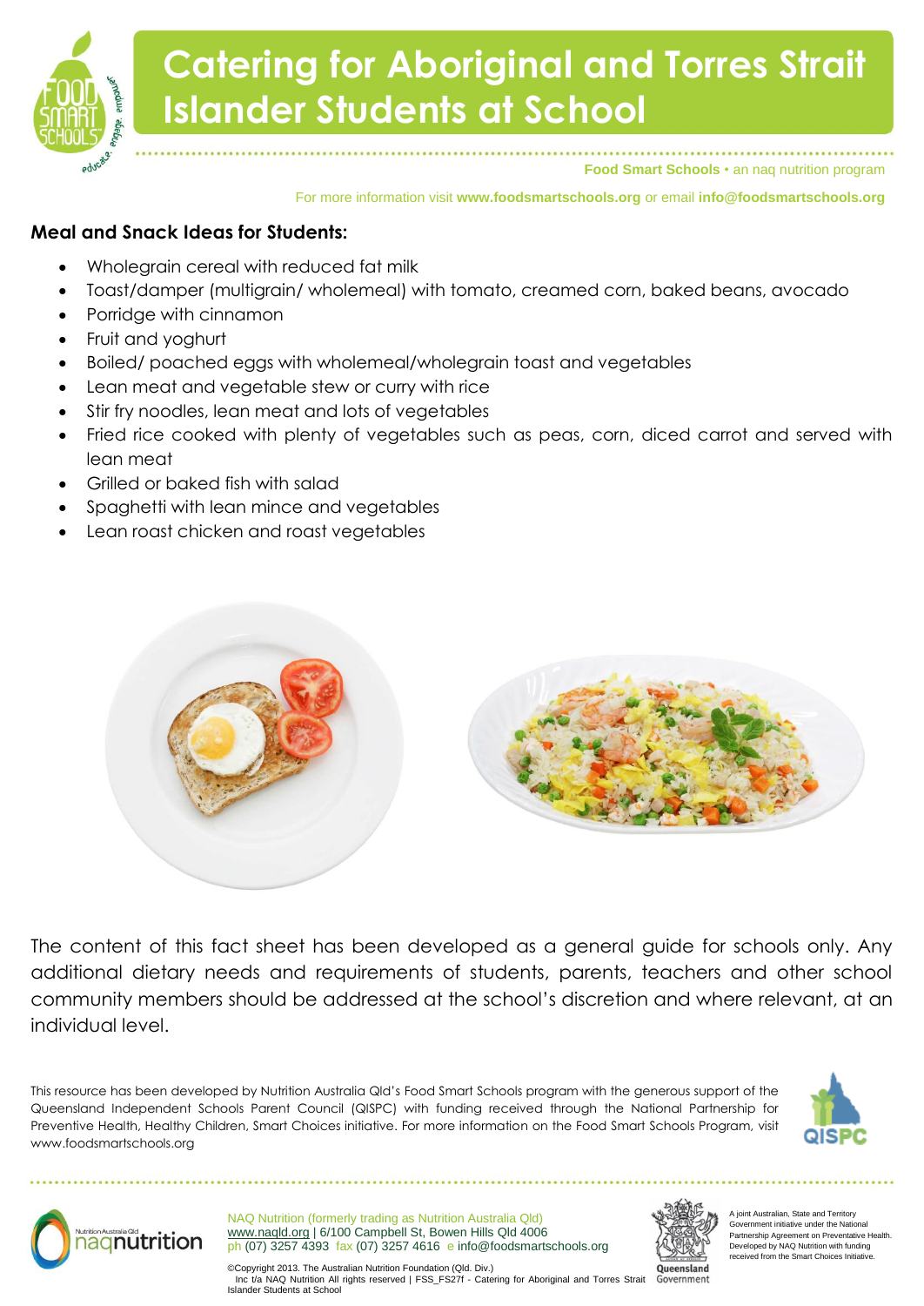# Catering for Aboriginal and Torres Strait Islander Students at School

**Food Smart Schools** • an naq nutrition program

For more information visit **www.foodsmartschools.org** or email **info@foodsmartschools.org**

### Meal and Snack Ideas for Students:

- Wholegrain cereal with reduced fat milk
- Toast/damper (multigrain/ wholemeal) with tomato, creamed corn, baked beans, avocado
- Porridge with cinnamon
- Fruit and yoghurt
- Boiled/ poached eggs with wholemeal/wholegrain toast and vegetables
- Lean meat and vegetable stew or curry with rice
- Stir fry noodles, lean meat and lots of vegetables
- Fried rice cooked with plenty of vegetables such as peas, corn, diced carrot and served with lean meat
- Grilled or baked fish with salad
- Spaghetti with lean mince and vegetables
- Lean roast chicken and roast vegetables

The content of this fact sheet has been developed as a general guide for schools only. Any additional dietary needs and requirements of students, parents, teachers and other school community members should be addressed at the school's discretion and where relevant, at an individual level.

This resource has been developed by Nutrition Australia Qld's Food Smart Schools program with the generous support of the Queensland Independent Schools Parent Council (QISPC) with funding received through the National Partnership for Preventive Health, Healthy Children, Smart Choices initiative. For more information on the Food Smart Schools Program, visit www.foodsmartschools.org

NAQ Nutrition (formerly trading as Nutrition Australia Qld)
www.naqld.org | 6/100 Campbell St, Bowen Hills Qld 4006
ph (07) 3257 4393 fax (07) 3257 4616 e info@foodsmartschools.org

©Copyright 2013. The Australian Nutrition Foundation (Qld. Div.) Inc t/a NAQ Nutrition All rights reserved | FSS_FS27f - Catering for Aboriginal and Torres Strait Islander Students at School

A joint Australian, State and Territory Government initiative under the National Partnership Agreement on Preventative Health. Developed by NAQ Nutrition with funding received from the Smart Choices Initiative.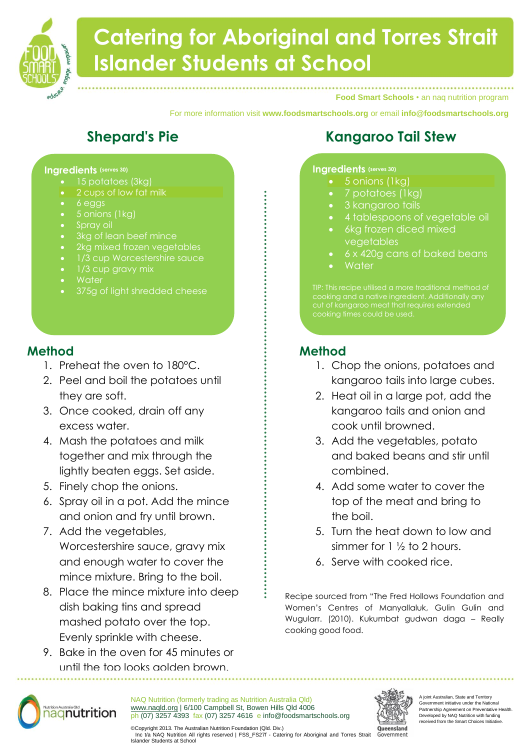# Catering for Aboriginal and Torres Strait Islander Students at School

**Food Smart Schools** • an naq nutrition program

For more information visit **www.foodsmartschools.org** or email **info@foodsmartschools.org**

## Shepard's Pie

**Ingredients** (serves 30)

- 15 potatoes (3kg)
- 2 cups of low fat milk
- 6 eggs
- 5 onions (1kg)
- Spray oil
- 3kg of lean beef mince
- 2kg mixed frozen vegetables
- 1/3 cup Worcestershire sauce
- 1/3 cup gravy mix
- Water
- 375g of light shredded cheese

### Method

1. Preheat the oven to 180°C.
2. Peel and boil the potatoes until they are soft.
3. Once cooked, drain off any excess water.
4. Mash the potatoes and milk together and mix through the lightly beaten eggs. Set aside.
5. Finely chop the onions.
6. Spray oil in a pot. Add the mince and onion and fry until brown.
7. Add the vegetables, Worcestershire sauce, gravy mix and enough water to cover the mince mixture. Bring to the boil.
8. Place the mince mixture into deep dish baking tins and spread mashed potato over the top. Evenly sprinkle with cheese.
9. Bake in the oven for 45 minutes or until the top looks golden brown.

## Kangaroo Tail Stew

**Ingredients** (serves 30)

- 5 onions (1kg)
- 7 potatoes (1kg)
- 3 kangaroo tails
- 4 tablespoons of vegetable oil
- 6kg frozen diced mixed vegetables
- 6 x 420g cans of baked beans
- Water

TIP: This recipe utilised a more traditional method of cooking and a native ingredient. Additionally any cut of kangaroo meat that requires extended cooking times could be used.

### Method

1. Chop the onions, potatoes and kangaroo tails into large cubes.
2. Heat oil in a large pot, add the kangaroo tails and onion and cook until browned.
3. Add the vegetables, potato and baked beans and stir until combined.
4. Add some water to cover the top of the meat and bring to the boil.
5. Turn the heat down to low and simmer for 1 ½ to 2 hours.
6. Serve with cooked rice.

Recipe sourced from "The Fred Hollows Foundation and Women's Centres of Manyallaluk, Gulin Gulin and Wugularr. (2010). Kukumbat gudwan daga – Really cooking good food.

NAQ Nutrition (formerly trading as Nutrition Australia Qld)
www.naqld.org | 6/100 Campbell St, Bowen Hills Qld 4006
ph (07) 3257 4393 fax (07) 3257 4616 e info@foodsmartschools.org

©Copyright 2013. The Australian Nutrition Foundation (Qld. Div.) Inc t/a NAQ Nutrition All rights reserved | FSS_FS27f - Catering for Aboriginal and Torres Strait Islander Students at School

A joint Australian, State and Territory Government initiative under the National Partnership Agreement on Preventative Health. Developed by NAQ Nutrition with funding received from the Smart Choices Initiative.